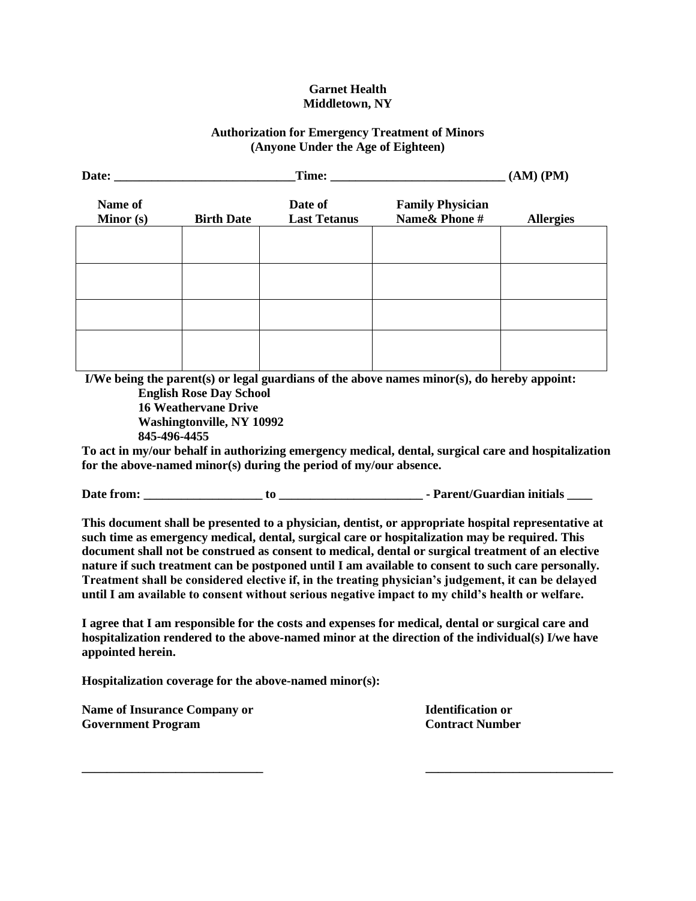**Garnet Health**
**Middletown, NY**

**Authorization for Emergency Treatment of Minors**
**(Anyone Under the Age of Eighteen)**

**Date: \_\_\_\_\_\_\_\_\_\_\_\_\_\_\_\_\_\_\_\_\_\_\_\_\_\_\_\_\_Time: \_\_\_\_\_\_\_\_\_\_\_\_\_\_\_\_\_\_\_\_\_\_\_\_\_\_\_ (AM) (PM)**

| Name of Minor (s) | Birth Date | Date of Last Tetanus | Family Physician Name& Phone # | Allergies |
|---|---|---|---|---|
| | | | | |
| | | | | |
| | | | | |
| | | | | |

**I/We being the parent(s) or legal guardians of the above names minor(s), do hereby appoint:**

**English Rose Day School**
**16 Weathervane Drive**
**Washingtonville, NY 10992**
**845-496-4455**

**To act in my/our behalf in authorizing emergency medical, dental, surgical care and hospitalization for the above-named minor(s) during the period of my/our absence.**

**Date from: \_\_\_\_\_\_\_\_\_\_\_\_\_\_\_\_\_\_\_ to \_\_\_\_\_\_\_\_\_\_\_\_\_\_\_\_\_\_\_\_\_\_\_ - Parent/Guardian initials \_\_\_\_**

**This document shall be presented to a physician, dentist, or appropriate hospital representative at such time as emergency medical, dental, surgical care or hospitalization may be required. This document shall not be construed as consent to medical, dental or surgical treatment of an elective nature if such treatment can be postponed until I am available to consent to such care personally. Treatment shall be considered elective if, in the treating physician's judgement, it can be delayed until I am available to consent without serious negative impact to my child's health or welfare.**

**I agree that I am responsible for the costs and expenses for medical, dental or surgical care and hospitalization rendered to the above-named minor at the direction of the individual(s) I/we have appointed herein.**

**Hospitalization coverage for the above-named minor(s):**

| Name of Insurance Company or Government Program | Identification or Contract Number |
|---|---|
| \_\_\_\_\_\_\_\_\_\_\_\_\_\_\_\_\_\_\_\_\_\_\_\_\_\_\_\_\_ | \_\_\_\_\_\_\_\_\_\_\_\_\_\_\_\_\_\_\_\_\_\_\_\_\_\_\_\_\_\_ |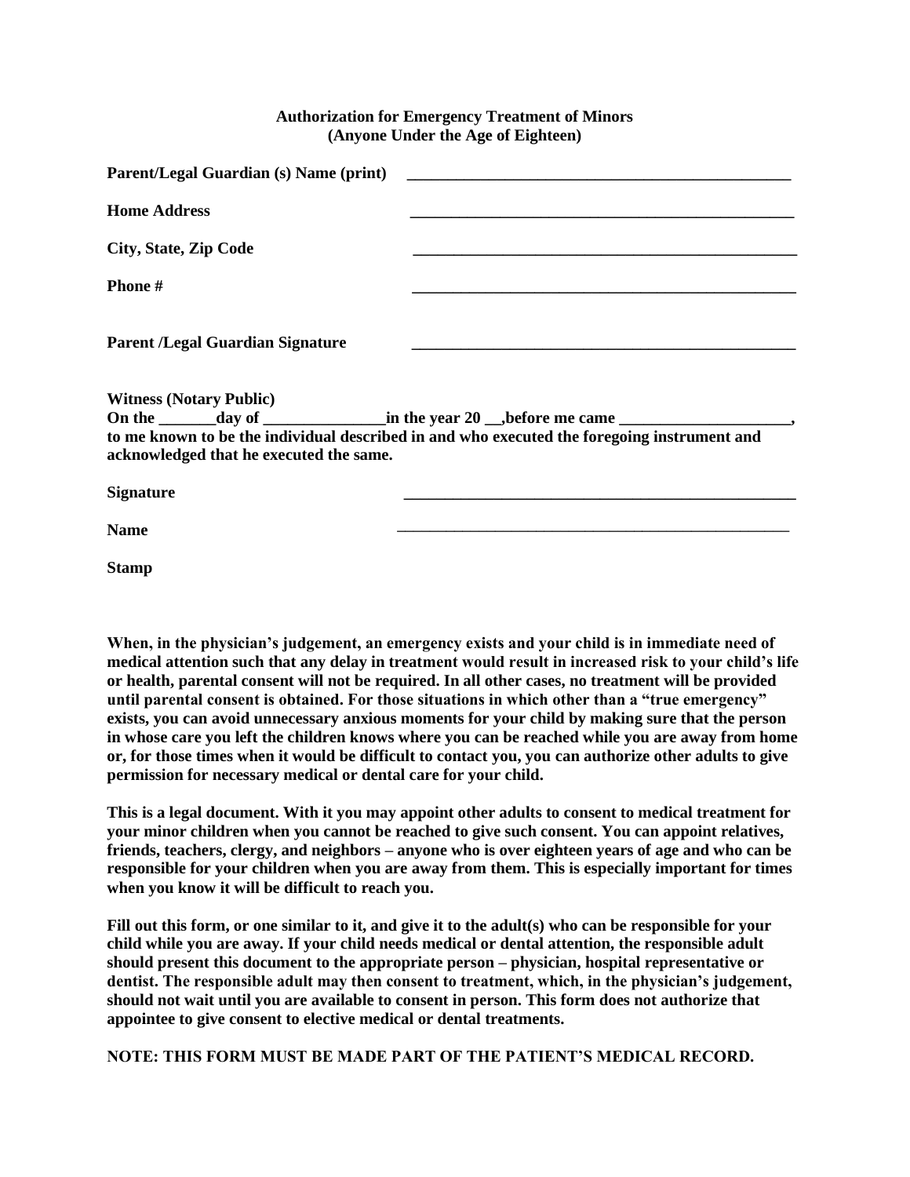**Authorization for Emergency Treatment of Minors**
**(Anyone Under the Age of Eighteen)**

**Parent/Legal Guardian (s) Name (print)** \_\_\_\_\_\_\_\_\_\_\_\_\_\_\_\_\_\_\_\_\_\_\_\_\_\_\_\_\_\_\_\_\_\_\_\_\_\_\_\_\_\_\_\_\_\_\_\_

**Home Address** \_\_\_\_\_\_\_\_\_\_\_\_\_\_\_\_\_\_\_\_\_\_\_\_\_\_\_\_\_\_\_\_\_\_\_\_\_\_\_\_\_\_\_\_\_\_\_\_

**City, State, Zip Code** \_\_\_\_\_\_\_\_\_\_\_\_\_\_\_\_\_\_\_\_\_\_\_\_\_\_\_\_\_\_\_\_\_\_\_\_\_\_\_\_\_\_\_\_\_\_\_\_

**Phone #** \_\_\_\_\_\_\_\_\_\_\_\_\_\_\_\_\_\_\_\_\_\_\_\_\_\_\_\_\_\_\_\_\_\_\_\_\_\_\_\_\_\_\_\_\_\_\_\_

**Parent /Legal Guardian Signature** \_\_\_\_\_\_\_\_\_\_\_\_\_\_\_\_\_\_\_\_\_\_\_\_\_\_\_\_\_\_\_\_\_\_\_\_\_\_\_\_\_\_\_\_\_\_\_\_

**Witness (Notary Public)**
**On the \_\_\_\_\_\_\_day of \_\_\_\_\_\_\_\_\_\_\_\_\_\_\_in the year 20 \_\_,before me came \_\_\_\_\_\_\_\_\_\_\_\_\_\_\_\_\_\_\_\_\_, to me known to be the individual described in and who executed the foregoing instrument and acknowledged that he executed the same.**

**Signature** \_\_\_\_\_\_\_\_\_\_\_\_\_\_\_\_\_\_\_\_\_\_\_\_\_\_\_\_\_\_\_\_\_\_\_\_\_\_\_\_\_\_\_\_\_\_\_\_

**Name** \_\_\_\_\_\_\_\_\_\_\_\_\_\_\_\_\_\_\_\_\_\_\_\_\_\_\_\_\_\_\_\_\_\_\_\_\_\_\_\_\_\_\_\_\_\_\_\_

**Stamp**

**When, in the physician's judgement, an emergency exists and your child is in immediate need of medical attention such that any delay in treatment would result in increased risk to your child's life or health, parental consent will not be required. In all other cases, no treatment will be provided until parental consent is obtained. For those situations in which other than a "true emergency" exists, you can avoid unnecessary anxious moments for your child by making sure that the person in whose care you left the children knows where you can be reached while you are away from home or, for those times when it would be difficult to contact you, you can authorize other adults to give permission for necessary medical or dental care for your child.**

**This is a legal document. With it you may appoint other adults to consent to medical treatment for your minor children when you cannot be reached to give such consent. You can appoint relatives, friends, teachers, clergy, and neighbors – anyone who is over eighteen years of age and who can be responsible for your children when you are away from them. This is especially important for times when you know it will be difficult to reach you.**

**Fill out this form, or one similar to it, and give it to the adult(s) who can be responsible for your child while you are away. If your child needs medical or dental attention, the responsible adult should present this document to the appropriate person – physician, hospital representative or dentist. The responsible adult may then consent to treatment, which, in the physician's judgement, should not wait until you are available to consent in person. This form does not authorize that appointee to give consent to elective medical or dental treatments.**

**NOTE: THIS FORM MUST BE MADE PART OF THE PATIENT'S MEDICAL RECORD.**